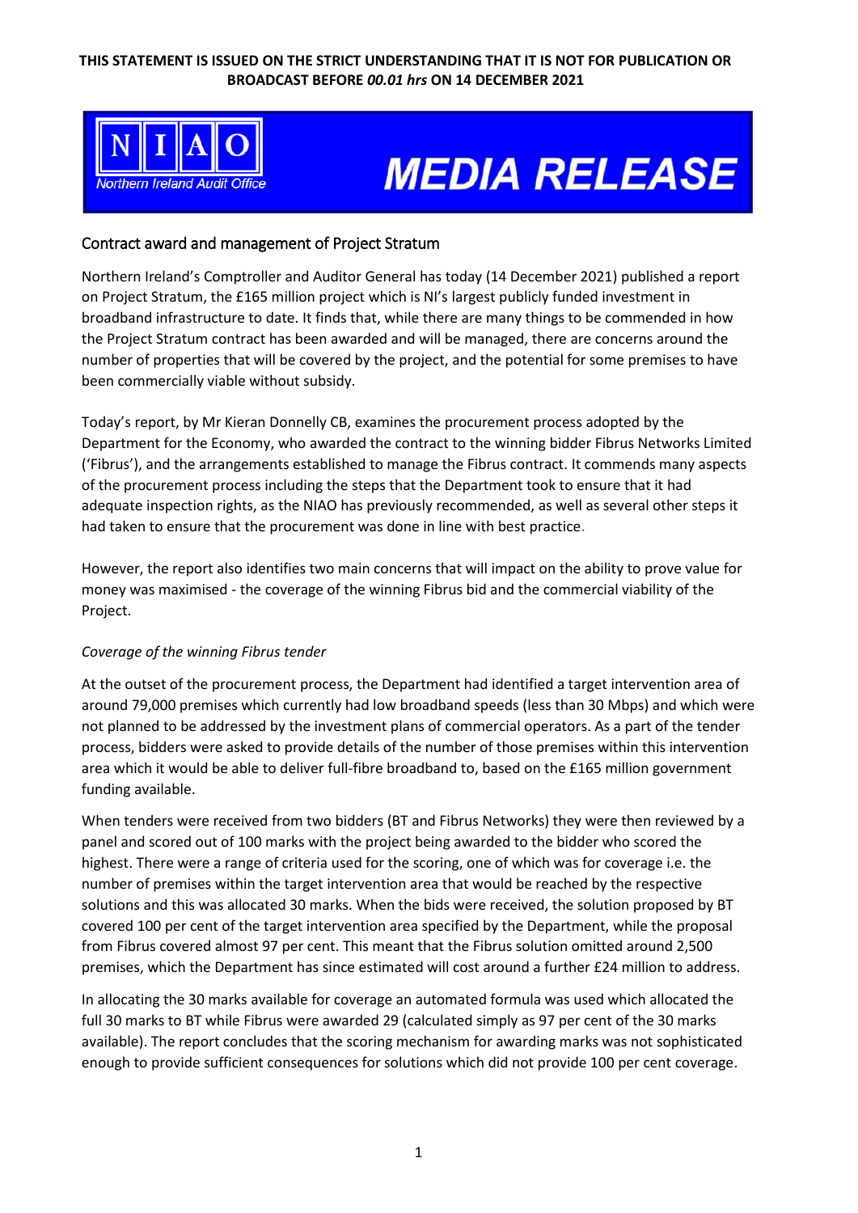**THIS STATEMENT IS ISSUED ON THE STRICT UNDERSTANDING THAT IT IS NOT FOR PUBLICATION OR BROADCAST BEFORE *00.01 hrs* ON 14 DECEMBER 2021**

NIAO
Northern Ireland Audit Office

# MEDIA RELEASE

## Contract award and management of Project Stratum

Northern Ireland's Comptroller and Auditor General has today (14 December 2021) published a report on Project Stratum, the £165 million project which is NI's largest publicly funded investment in broadband infrastructure to date. It finds that, while there are many things to be commended in how the Project Stratum contract has been awarded and will be managed, there are concerns around the number of properties that will be covered by the project, and the potential for some premises to have been commercially viable without subsidy.

Today's report, by Mr Kieran Donnelly CB, examines the procurement process adopted by the Department for the Economy, who awarded the contract to the winning bidder Fibrus Networks Limited ('Fibrus'), and the arrangements established to manage the Fibrus contract. It commends many aspects of the procurement process including the steps that the Department took to ensure that it had adequate inspection rights, as the NIAO has previously recommended, as well as several other steps it had taken to ensure that the procurement was done in line with best practice.

However, the report also identifies two main concerns that will impact on the ability to prove value for money was maximised - the coverage of the winning Fibrus bid and the commercial viability of the Project.

*Coverage of the winning Fibrus tender*

At the outset of the procurement process, the Department had identified a target intervention area of around 79,000 premises which currently had low broadband speeds (less than 30 Mbps) and which were not planned to be addressed by the investment plans of commercial operators. As a part of the tender process, bidders were asked to provide details of the number of those premises within this intervention area which it would be able to deliver full-fibre broadband to, based on the £165 million government funding available.

When tenders were received from two bidders (BT and Fibrus Networks) they were then reviewed by a panel and scored out of 100 marks with the project being awarded to the bidder who scored the highest. There were a range of criteria used for the scoring, one of which was for coverage i.e. the number of premises within the target intervention area that would be reached by the respective solutions and this was allocated 30 marks. When the bids were received, the solution proposed by BT covered 100 per cent of the target intervention area specified by the Department, while the proposal from Fibrus covered almost 97 per cent. This meant that the Fibrus solution omitted around 2,500 premises, which the Department has since estimated will cost around a further £24 million to address.

In allocating the 30 marks available for coverage an automated formula was used which allocated the full 30 marks to BT while Fibrus were awarded 29 (calculated simply as 97 per cent of the 30 marks available). The report concludes that the scoring mechanism for awarding marks was not sophisticated enough to provide sufficient consequences for solutions which did not provide 100 per cent coverage.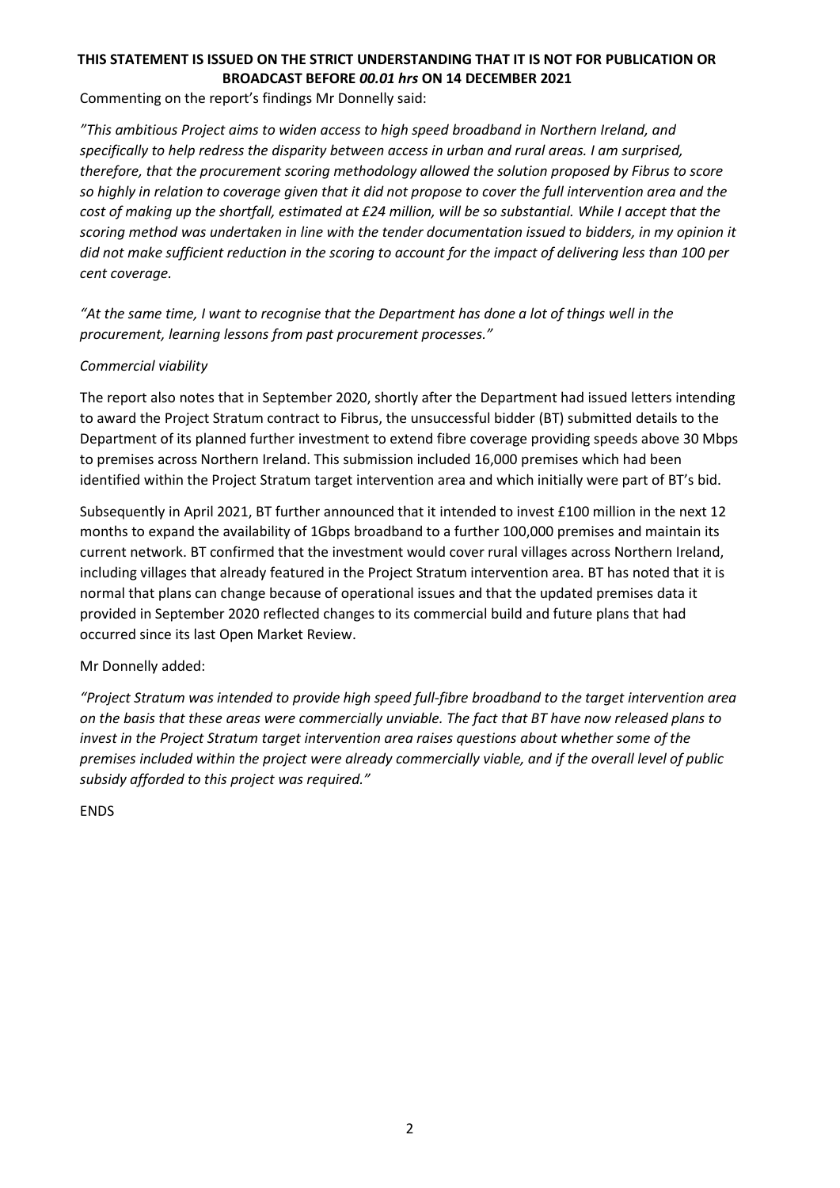**THIS STATEMENT IS ISSUED ON THE STRICT UNDERSTANDING THAT IT IS NOT FOR PUBLICATION OR BROADCAST BEFORE *00.01 hrs* ON 14 DECEMBER 2021**

Commenting on the report's findings Mr Donnelly said:

*"This ambitious Project aims to widen access to high speed broadband in Northern Ireland, and specifically to help redress the disparity between access in urban and rural areas. I am surprised, therefore, that the procurement scoring methodology allowed the solution proposed by Fibrus to score so highly in relation to coverage given that it did not propose to cover the full intervention area and the cost of making up the shortfall, estimated at £24 million, will be so substantial. While I accept that the scoring method was undertaken in line with the tender documentation issued to bidders, in my opinion it did not make sufficient reduction in the scoring to account for the impact of delivering less than 100 per cent coverage.*

*"At the same time, I want to recognise that the Department has done a lot of things well in the procurement, learning lessons from past procurement processes."*

*Commercial viability*

The report also notes that in September 2020, shortly after the Department had issued letters intending to award the Project Stratum contract to Fibrus, the unsuccessful bidder (BT) submitted details to the Department of its planned further investment to extend fibre coverage providing speeds above 30 Mbps to premises across Northern Ireland. This submission included 16,000 premises which had been identified within the Project Stratum target intervention area and which initially were part of BT's bid.

Subsequently in April 2021, BT further announced that it intended to invest £100 million in the next 12 months to expand the availability of 1Gbps broadband to a further 100,000 premises and maintain its current network. BT confirmed that the investment would cover rural villages across Northern Ireland, including villages that already featured in the Project Stratum intervention area. BT has noted that it is normal that plans can change because of operational issues and that the updated premises data it provided in September 2020 reflected changes to its commercial build and future plans that had occurred since its last Open Market Review.

Mr Donnelly added:

*"Project Stratum was intended to provide high speed full-fibre broadband to the target intervention area on the basis that these areas were commercially unviable. The fact that BT have now released plans to invest in the Project Stratum target intervention area raises questions about whether some of the premises included within the project were already commercially viable, and if the overall level of public subsidy afforded to this project was required."*

ENDS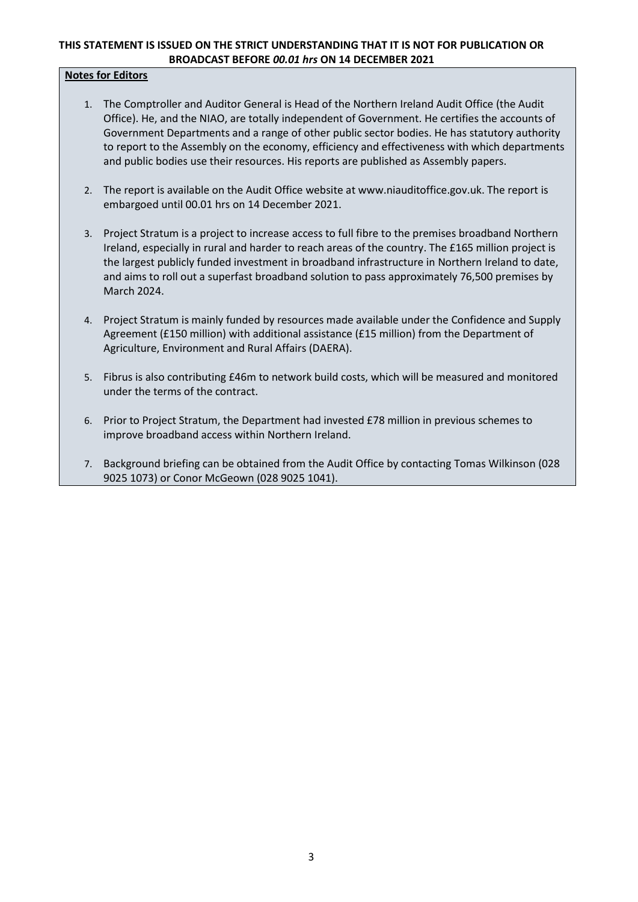**THIS STATEMENT IS ISSUED ON THE STRICT UNDERSTANDING THAT IT IS NOT FOR PUBLICATION OR BROADCAST BEFORE *00.01 hrs* ON 14 DECEMBER 2021**

**Notes for Editors**

1. The Comptroller and Auditor General is Head of the Northern Ireland Audit Office (the Audit Office). He, and the NIAO, are totally independent of Government. He certifies the accounts of Government Departments and a range of other public sector bodies. He has statutory authority to report to the Assembly on the economy, efficiency and effectiveness with which departments and public bodies use their resources. His reports are published as Assembly papers.

2. The report is available on the Audit Office website at www.niauditoffice.gov.uk. The report is embargoed until 00.01 hrs on 14 December 2021.

3. Project Stratum is a project to increase access to full fibre to the premises broadband Northern Ireland, especially in rural and harder to reach areas of the country. The £165 million project is the largest publicly funded investment in broadband infrastructure in Northern Ireland to date, and aims to roll out a superfast broadband solution to pass approximately 76,500 premises by March 2024.

4. Project Stratum is mainly funded by resources made available under the Confidence and Supply Agreement (£150 million) with additional assistance (£15 million) from the Department of Agriculture, Environment and Rural Affairs (DAERA).

5. Fibrus is also contributing £46m to network build costs, which will be measured and monitored under the terms of the contract.

6. Prior to Project Stratum, the Department had invested £78 million in previous schemes to improve broadband access within Northern Ireland.

7. Background briefing can be obtained from the Audit Office by contacting Tomas Wilkinson (028 9025 1073) or Conor McGeown (028 9025 1041).